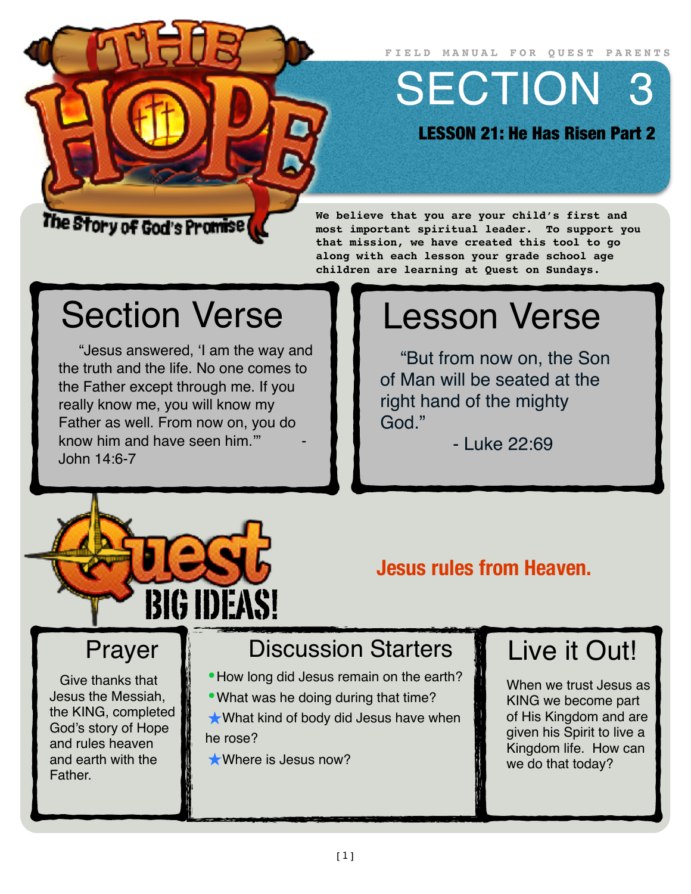# THE HOPE

The Story of God's Promise

FIELD MANUAL FOR QUEST PARENTS

# SECTION 3

**LESSON 21: He Has Risen Part 2**

**We believe that you are your child's first and most important spiritual leader. To support you that mission, we have created this tool to go along with each lesson your grade school age children are learning at Quest on Sundays.**

## Section Verse

"Jesus answered, 'I am the way and the truth and the life. No one comes to the Father except through me. If you really know me, you will know my Father as well. From now on, you do know him and have seen him.'" - John 14:6-7

## Lesson Verse

"But from now on, the Son of Man will be seated at the right hand of the mighty God." - Luke 22:69

## Quest BIG IDEAS!

**Jesus rules from Heaven.**

## Prayer

Give thanks that Jesus the Messiah, the KING, completed God's story of Hope and rules heaven and earth with the Father.

## Discussion Starters

- How long did Jesus remain on the earth?
- What was he doing during that time?
- ★ What kind of body did Jesus have when he rose?
- ★ Where is Jesus now?

## Live it Out!

When we trust Jesus as KING we become part of His Kingdom and are given his Spirit to live a Kingdom life. How can we do that today?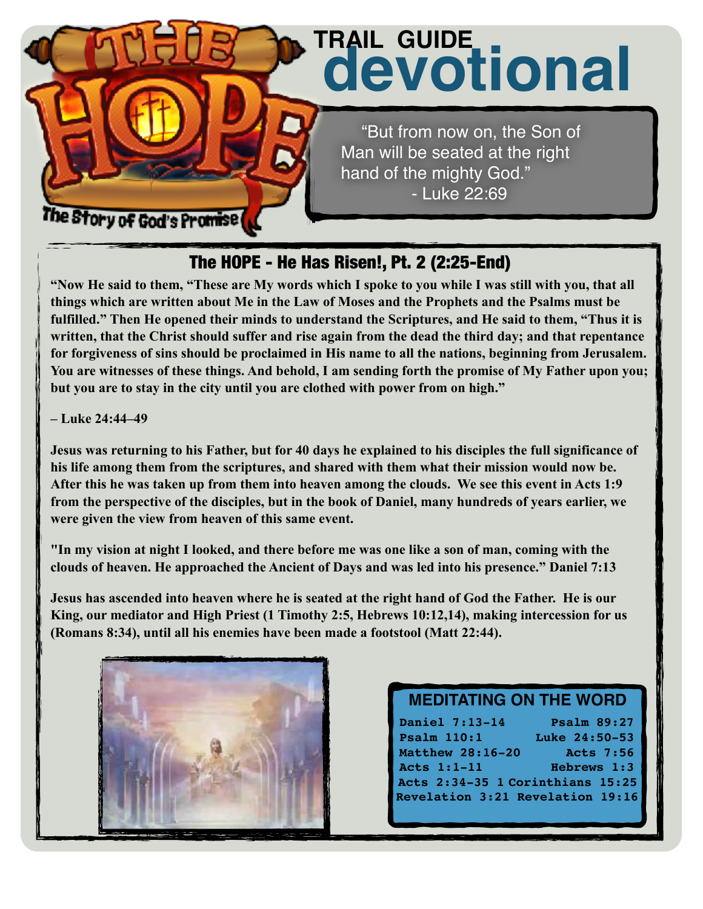# TRAIL GUIDE devotional

The HOPE — The Story of God's Promise

"But from now on, the Son of Man will be seated at the right hand of the mighty God."
- Luke 22:69

## The HOPE - He Has Risen!, Pt. 2 (2:25-End)

**"Now He said to them, "These are My words which I spoke to you while I was still with you, that all things which are written about Me in the Law of Moses and the Prophets and the Psalms must be fulfilled." Then He opened their minds to understand the Scriptures, and He said to them, "Thus it is written, that the Christ should suffer and rise again from the dead the third day; and that repentance for forgiveness of sins should be proclaimed in His name to all the nations, beginning from Jerusalem. You are witnesses of these things. And behold, I am sending forth the promise of My Father upon you; but you are to stay in the city until you are clothed with power from on high."**

**– Luke 24:44–49**

**Jesus was returning to his Father, but for 40 days he explained to his disciples the full significance of his life among them from the scriptures, and shared with them what their mission would now be. After this he was taken up from them into heaven among the clouds. We see this event in Acts 1:9 from the perspective of the disciples, but in the book of Daniel, many hundreds of years earlier, we were given the view from heaven of this same event.**

**"In my vision at night I looked, and there before me was one like a son of man, coming with the clouds of heaven. He approached the Ancient of Days and was led into his presence." Daniel 7:13**

**Jesus has ascended into heaven where he is seated at the right hand of God the Father. He is our King, our mediator and High Priest (1 Timothy 2:5, Hebrews 10:12,14), making intercession for us (Romans 8:34), until all his enemies have been made a footstool (Matt 22:44).**

### MEDITATING ON THE WORD

| | |
|---|---|
| Daniel 7:13-14 | Psalm 89:27 |
| Psalm 110:1 | Luke 24:50-53 |
| Matthew 28:16-20 | Acts 7:56 |
| Acts 1:1-11 | Hebrews 1:3 |
| Acts 2:34-35 | 1 Corinthians 15:25 |
| Revelation 3:21 | Revelation 19:16 |